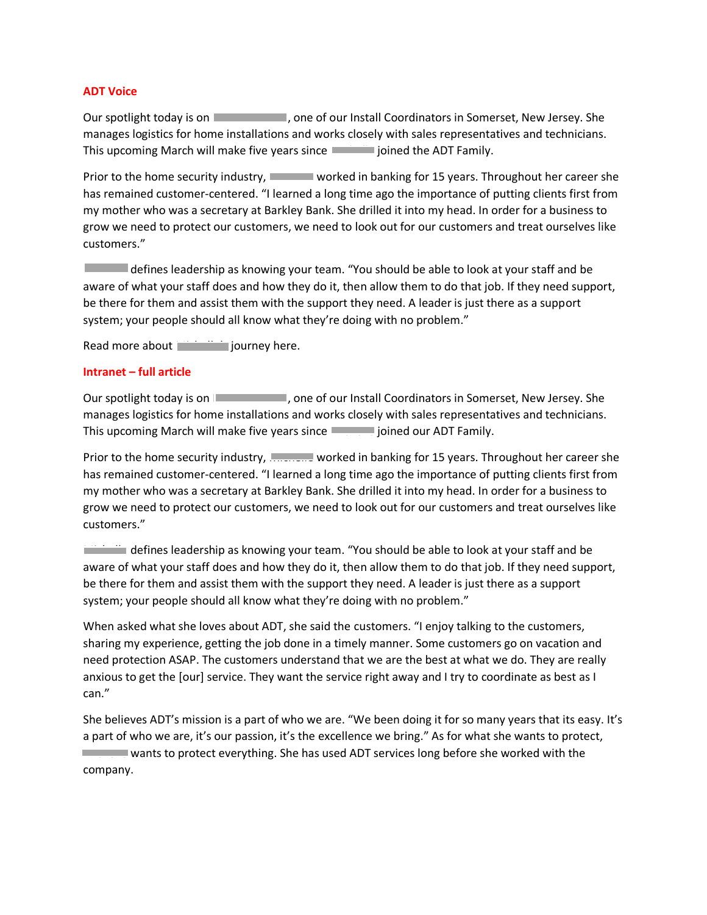**ADT Voice**

Our spotlight today is on [REDACTED], one of our Install Coordinators in Somerset, New Jersey. She manages logistics for home installations and works closely with sales representatives and technicians. This upcoming March will make five years since [REDACTED] joined the ADT Family.

Prior to the home security industry, [REDACTED] worked in banking for 15 years. Throughout her career she has remained customer-centered. "I learned a long time ago the importance of putting clients first from my mother who was a secretary at Barkley Bank. She drilled it into my head. In order for a business to grow we need to protect our customers, we need to look out for our customers and treat ourselves like customers."

[REDACTED] defines leadership as knowing your team. "You should be able to look at your staff and be aware of what your staff does and how they do it, then allow them to do that job. If they need support, be there for them and assist them with the support they need. A leader is just there as a support system; your people should all know what they're doing with no problem."

Read more about [REDACTED] journey here.

**Intranet – full article**

Our spotlight today is on [REDACTED], one of our Install Coordinators in Somerset, New Jersey. She manages logistics for home installations and works closely with sales representatives and technicians. This upcoming March will make five years since [REDACTED] joined our ADT Family.

Prior to the home security industry, [REDACTED] worked in banking for 15 years. Throughout her career she has remained customer-centered. "I learned a long time ago the importance of putting clients first from my mother who was a secretary at Barkley Bank. She drilled it into my head. In order for a business to grow we need to protect our customers, we need to look out for our customers and treat ourselves like customers."

[REDACTED] defines leadership as knowing your team. "You should be able to look at your staff and be aware of what your staff does and how they do it, then allow them to do that job. If they need support, be there for them and assist them with the support they need. A leader is just there as a support system; your people should all know what they're doing with no problem."

When asked what she loves about ADT, she said the customers. "I enjoy talking to the customers, sharing my experience, getting the job done in a timely manner. Some customers go on vacation and need protection ASAP. The customers understand that we are the best at what we do. They are really anxious to get the [our] service. They want the service right away and I try to coordinate as best as I can."

She believes ADT's mission is a part of who we are. "We been doing it for so many years that its easy. It's a part of who we are, it's our passion, it's the excellence we bring." As for what she wants to protect, [REDACTED] wants to protect everything. She has used ADT services long before she worked with the company.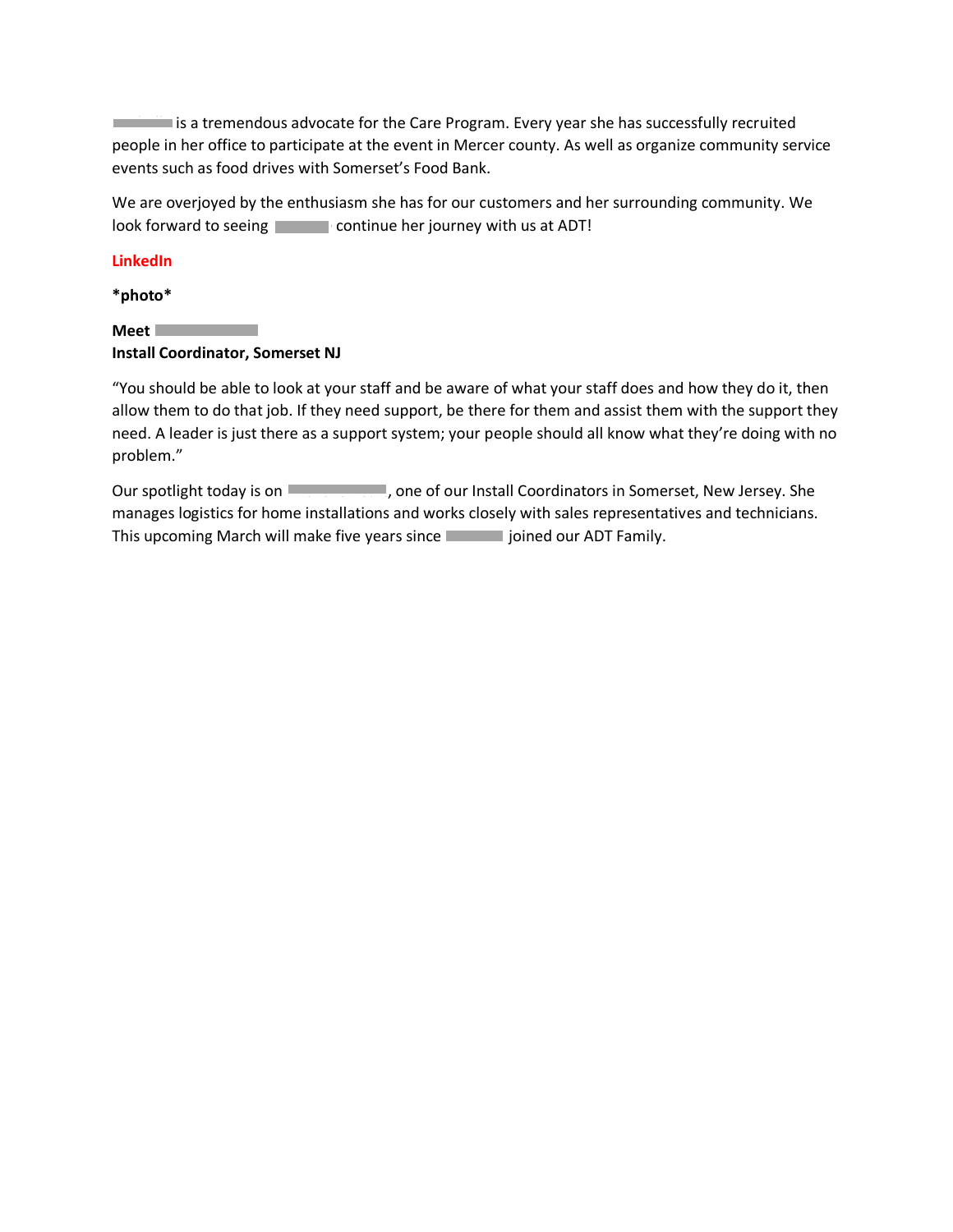[REDACTED] is a tremendous advocate for the Care Program. Every year she has successfully recruited people in her office to participate at the event in Mercer county. As well as organize community service events such as food drives with Somerset's Food Bank.

We are overjoyed by the enthusiasm she has for our customers and her surrounding community. We look forward to seeing [REDACTED] continue her journey with us at ADT!

**LinkedIn**

***photo***

**Meet [REDACTED]**
**Install Coordinator, Somerset NJ**

"You should be able to look at your staff and be aware of what your staff does and how they do it, then allow them to do that job. If they need support, be there for them and assist them with the support they need. A leader is just there as a support system; your people should all know what they're doing with no problem."

Our spotlight today is on [REDACTED], one of our Install Coordinators in Somerset, New Jersey. She manages logistics for home installations and works closely with sales representatives and technicians. This upcoming March will make five years since [REDACTED] joined our ADT Family.